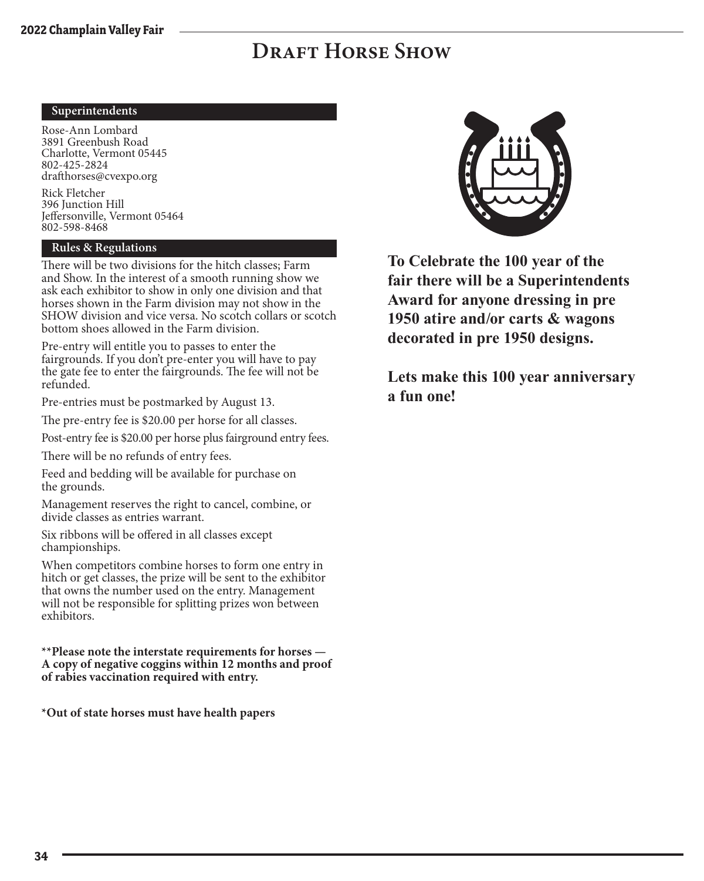# Draft Horse Show

## Superintendents

Rose-Ann Lombard
3891 Greenbush Road
Charlotte, Vermont 05445
802-425-2824
drafthorses@cvexpo.org

Rick Fletcher
396 Junction Hill
Jeffersonville, Vermont 05464
802-598-8468

## Rules & Regulations

There will be two divisions for the hitch classes; Farm and Show. In the interest of a smooth running show we ask each exhibitor to show in only one division and that horses shown in the Farm division may not show in the SHOW division and vice versa. No scotch collars or scotch bottom shoes allowed in the Farm division.

Pre-entry will entitle you to passes to enter the fairgrounds. If you don't pre-enter you will have to pay the gate fee to enter the fairgrounds. The fee will not be refunded.

Pre-entries must be postmarked by August 13.

The pre-entry fee is $20.00 per horse for all classes.

Post-entry fee is $20.00 per horse plus fairground entry fees.

There will be no refunds of entry fees.

Feed and bedding will be available for purchase on the grounds.

Management reserves the right to cancel, combine, or divide classes as entries warrant.

Six ribbons will be offered in all classes except championships.

When competitors combine horses to form one entry in hitch or get classes, the prize will be sent to the exhibitor that owns the number used on the entry. Management will not be responsible for splitting prizes won between exhibitors.

**\*\*Please note the interstate requirements for horses — A copy of negative coggins within 12 months and proof of rabies vaccination required with entry.**

**\*Out of state horses must have health papers**

**To Celebrate the 100 year of the fair there will be a Superintendents Award for anyone dressing in pre 1950 atire and/or carts & wagons decorated in pre 1950 designs.**

**Lets make this 100 year anniversary a fun one!**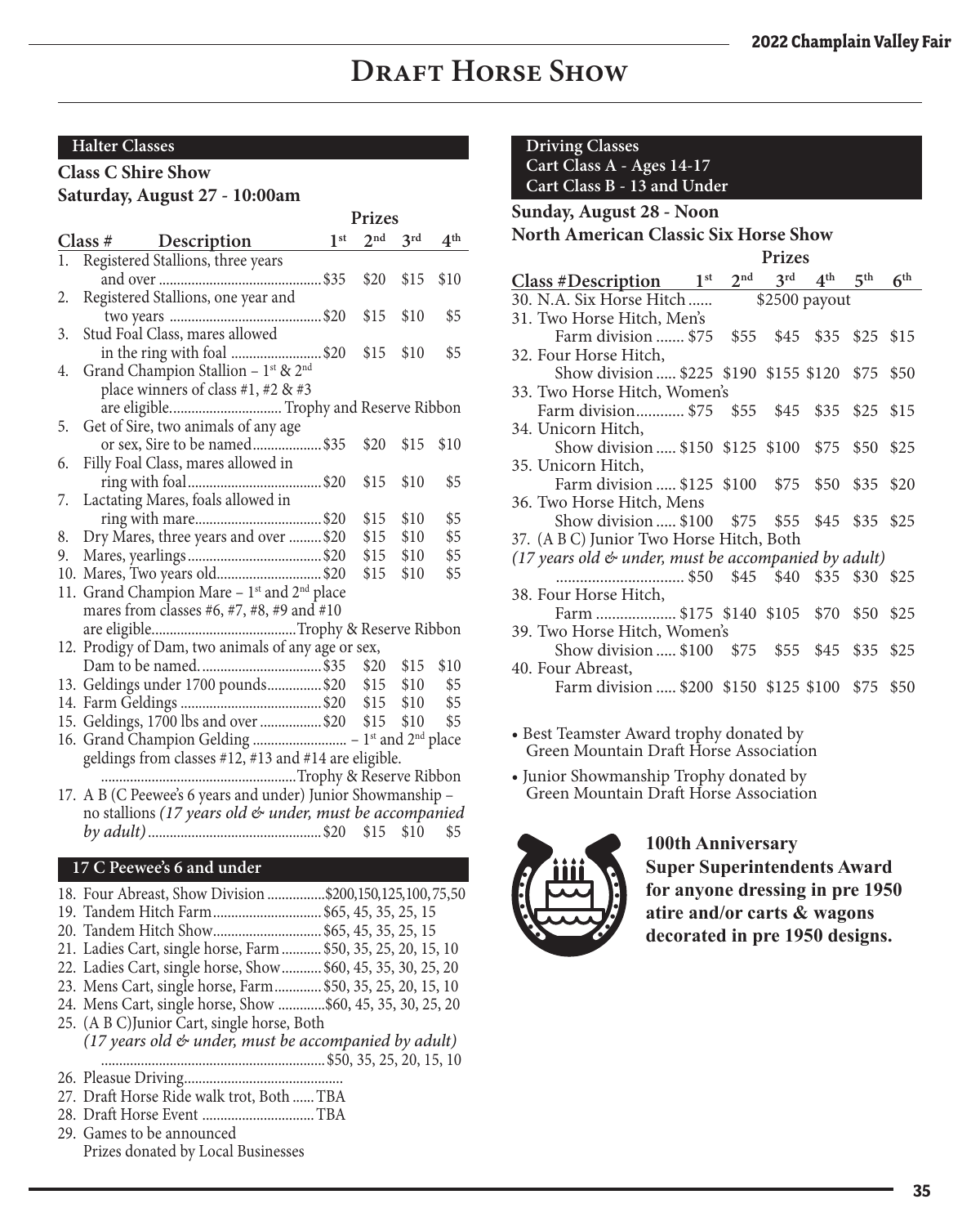# Draft Horse Show

## Halter Classes

### Class C Shire Show
### Saturday, August 27 - 10:00am

| Class # | Description | 1st | 2nd | 3rd | 4th |
|---|---|---|---|---|---|
| 1. | Registered Stallions, three years and over | $35 | $20 | $15 | $10 |
| 2. | Registered Stallions, one year and two years | $20 | $15 | $10 | $5 |
| 3. | Stud Foal Class, mares allowed in the ring with foal | $20 | $15 | $10 | $5 |
| 4. | Grand Champion Stallion – 1st & 2nd place winners of class #1, #2 & #3 are eligible. | Trophy and Reserve Ribbon | | | |
| 5. | Get of Sire, two animals of any age or sex, Sire to be named | $35 | $20 | $15 | $10 |
| 6. | Filly Foal Class, mares allowed in ring with foal | $20 | $15 | $10 | $5 |
| 7. | Lactating Mares, foals allowed in ring with mare | $20 | $15 | $10 | $5 |
| 8. | Dry Mares, three years and over | $20 | $15 | $10 | $5 |
| 9. | Mares, yearlings | $20 | $15 | $10 | $5 |
| 10. | Mares, Two years old | $20 | $15 | $10 | $5 |
| 11. | Grand Champion Mare – 1st and 2nd place mares from classes #6, #7, #8, #9 and #10 are eligible. | Trophy & Reserve Ribbon | | | |
| 12. | Prodigy of Dam, two animals of any age or sex, Dam to be named. | $35 | $20 | $15 | $10 |
| 13. | Geldings under 1700 pounds | $20 | $15 | $10 | $5 |
| 14. | Farm Geldings | $20 | $15 | $10 | $5 |
| 15. | Geldings, 1700 lbs and over | $20 | $15 | $10 | $5 |
| 16. | Grand Champion Gelding – 1st and 2nd place geldings from classes #12, #13 and #14 are eligible. | Trophy & Reserve Ribbon | | | |
| 17. | A B (C Peewee's 6 years and under) Junior Showmanship – no stallions *(17 years old & under, must be accompanied by adult)* | $20 | $15 | $10 | $5 |

## 17 C Peewee's 6 and under

18. Four Abreast, Show Division ................$200,150,125,100,75,50
19. Tandem Hitch Farm.............................$65, 45, 35, 25, 15
20. Tandem Hitch Show.............................$65, 45, 35, 25, 15
21. Ladies Cart, single horse, Farm...........$50, 35, 25, 20, 15, 10
22. Ladies Cart, single horse, Show...........$60, 45, 35, 30, 25, 20
23. Mens Cart, single horse, Farm.............$50, 35, 25, 20, 15, 10
24. Mens Cart, single horse, Show .............$60, 45, 35, 30, 25, 20
25. (A B C)Junior Cart, single horse, Both *(17 years old & under, must be accompanied by adult)* ..........$50, 35, 25, 20, 15, 10
26. Pleasue Driving............................................
27. Draft Horse Ride walk trot, Both ...... TBA
28. Draft Horse Event .............................. TBA
29. Games to be announced
    Prizes donated by Local Businesses

## Driving Classes
**Cart Class A - Ages 14-17**
**Cart Class B - 13 and Under**

### Sunday, August 28 - Noon
### North American Classic Six Horse Show

| Class # Description | 1st | 2nd | 3rd | 4th | 5th | 6th |
|---|---|---|---|---|---|---|
| 30. N.A. Six Horse Hitch | $2500 payout | | | | | |
| 31. Two Horse Hitch, Men's Farm division | $75 | $55 | $45 | $35 | $25 | $15 |
| 32. Four Horse Hitch, Show division | $225 | $190 | $155 | $120 | $75 | $50 |
| 33. Two Horse Hitch, Women's Farm division | $75 | $55 | $45 | $35 | $25 | $15 |
| 34. Unicorn Hitch, Show division | $150 | $125 | $100 | $75 | $50 | $25 |
| 35. Unicorn Hitch, Farm division | $125 | $100 | $75 | $50 | $35 | $20 |
| 36. Two Horse Hitch, Mens Show division | $100 | $75 | $55 | $45 | $35 | $25 |
| 37. (A B C) Junior Two Horse Hitch, Both *(17 years old & under, must be accompanied by adult)* | $50 | $45 | $40 | $35 | $30 | $25 |
| 38. Four Horse Hitch, Farm | $175 | $140 | $105 | $70 | $50 | $25 |
| 39. Two Horse Hitch, Women's Show division | $100 | $75 | $55 | $45 | $35 | $25 |
| 40. Four Abreast, Farm division | $200 | $150 | $125 | $100 | $75 | $50 |

- Best Teamster Award trophy donated by Green Mountain Draft Horse Association
- Junior Showmanship Trophy donated by Green Mountain Draft Horse Association

**100th Anniversary Super Superintendents Award for anyone dressing in pre 1950 atire and/or carts & wagons decorated in pre 1950 designs.**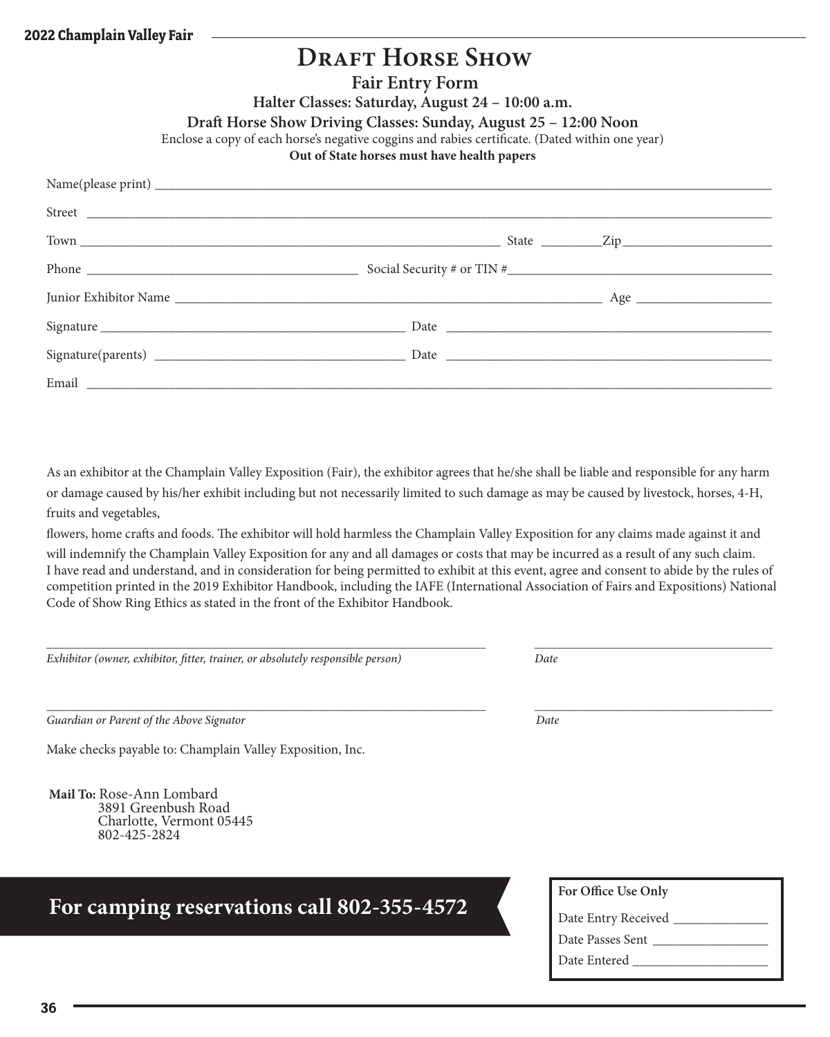# Draft Horse Show

## Fair Entry Form

**Halter Classes: Saturday, August 24 – 10:00 a.m.**

**Draft Horse Show Driving Classes: Sunday, August 25 – 12:00 Noon**

Enclose a copy of each horse's negative coggins and rabies certificate. (Dated within one year)

**Out of State horses must have health papers**

Name(please print) ______________________________________________

Street ______________________________________________

Town ______________________________ State _________ Zip ____________________

Phone ______________________________ Social Security # or TIN # ______________________________

Junior Exhibitor Name ______________________________ Age ____________________

Signature ______________________________ Date ______________________________

Signature(parents) ______________________________ Date ______________________________

Email ______________________________________________

As an exhibitor at the Champlain Valley Exposition (Fair), the exhibitor agrees that he/she shall be liable and responsible for any harm or damage caused by his/her exhibit including but not necessarily limited to such damage as may be caused by livestock, horses, 4-H, fruits and vegetables,

flowers, home crafts and foods. The exhibitor will hold harmless the Champlain Valley Exposition for any claims made against it and will indemnify the Champlain Valley Exposition for any and all damages or costs that may be incurred as a result of any such claim. I have read and understand, and in consideration for being permitted to exhibit at this event, agree and consent to abide by the rules of competition printed in the 2019 Exhibitor Handbook, including the IAFE (International Association of Fairs and Expositions) National Code of Show Ring Ethics as stated in the front of the Exhibitor Handbook.

______________________________________________ ______________________________

*Exhibitor (owner, exhibitor, fitter, trainer, or absolutely responsible person)* *Date*

______________________________________________ ______________________________

*Guardian or Parent of the Above Signator* *Date*

Make checks payable to: Champlain Valley Exposition, Inc.

**Mail To:** Rose-Ann Lombard
3891 Greenbush Road
Charlotte, Vermont 05445
802-425-2824

**For camping reservations call 802-355-4572**

**For Office Use Only**

Date Entry Received ______________

Date Passes Sent ______________

Date Entered ______________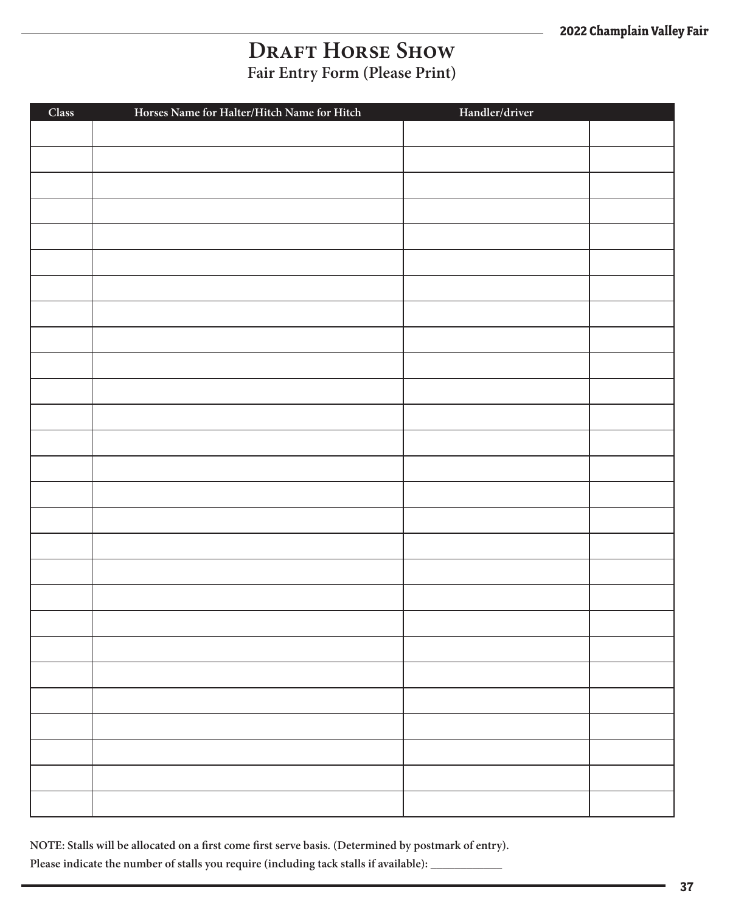# Draft Horse Show

**Fair Entry Form (Please Print)**

| Class | Horses Name for Halter/Hitch Name for Hitch | Handler/driver | |
|---|---|---|---|
| | | | |
| | | | |
| | | | |
| | | | |
| | | | |
| | | | |
| | | | |
| | | | |
| | | | |
| | | | |
| | | | |
| | | | |
| | | | |
| | | | |
| | | | |
| | | | |
| | | | |
| | | | |
| | | | |
| | | | |
| | | | |
| | | | |
| | | | |
| | | | |
| | | | |
| | | | |
| | | | |

**NOTE: Stalls will be allocated on a first come first serve basis. (Determined by postmark of entry).**

**Please indicate the number of stalls you require (including tack stalls if available): _____________**